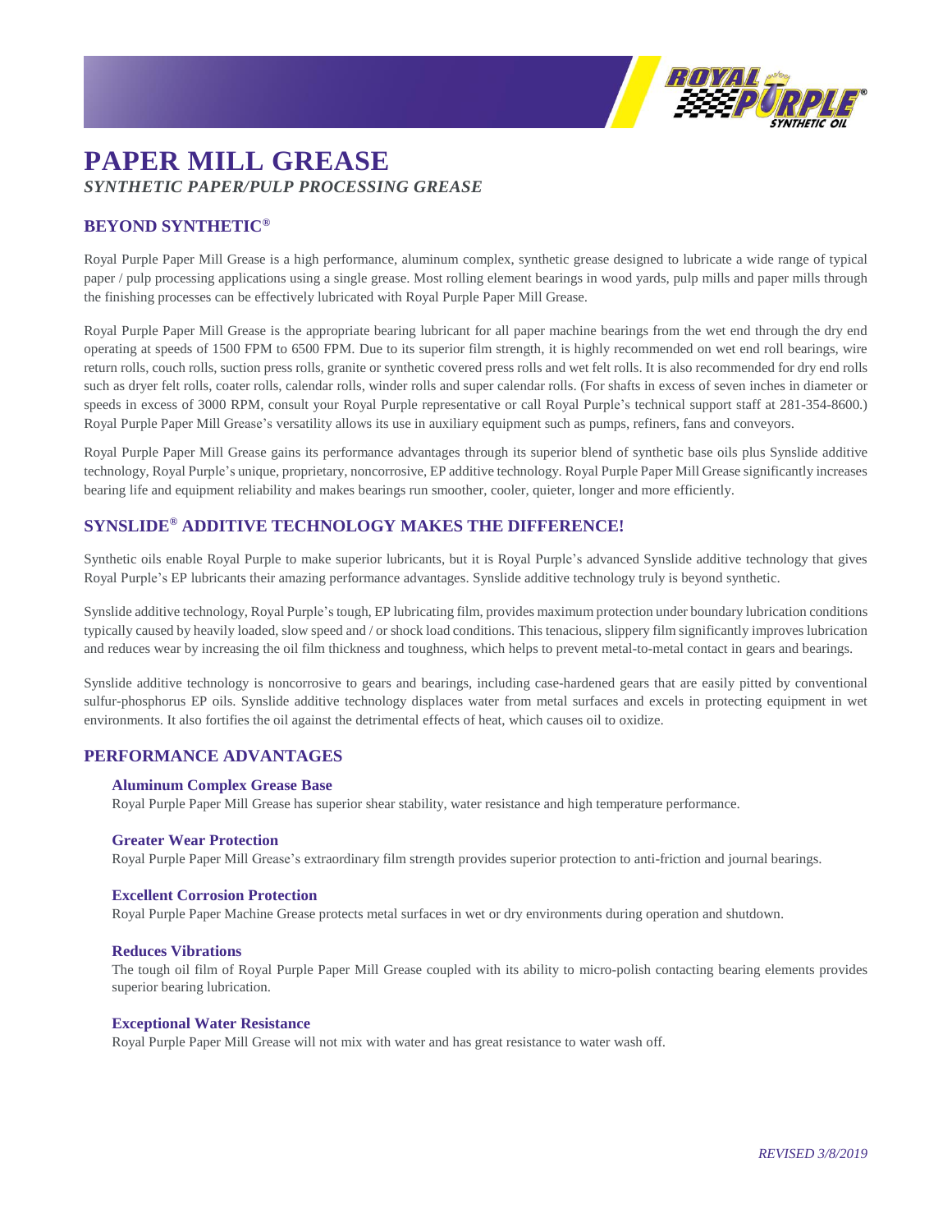# PAPER MILL GREASE

***SYNTHETIC PAPER/PULP PROCESSING GREASE***

## BEYOND SYNTHETIC®

Royal Purple Paper Mill Grease is a high performance, aluminum complex, synthetic grease designed to lubricate a wide range of typical paper / pulp processing applications using a single grease. Most rolling element bearings in wood yards, pulp mills and paper mills through the finishing processes can be effectively lubricated with Royal Purple Paper Mill Grease.

Royal Purple Paper Mill Grease is the appropriate bearing lubricant for all paper machine bearings from the wet end through the dry end operating at speeds of 1500 FPM to 6500 FPM. Due to its superior film strength, it is highly recommended on wet end roll bearings, wire return rolls, couch rolls, suction press rolls, granite or synthetic covered press rolls and wet felt rolls. It is also recommended for dry end rolls such as dryer felt rolls, coater rolls, calendar rolls, winder rolls and super calendar rolls. (For shafts in excess of seven inches in diameter or speeds in excess of 3000 RPM, consult your Royal Purple representative or call Royal Purple's technical support staff at 281-354-8600.) Royal Purple Paper Mill Grease's versatility allows its use in auxiliary equipment such as pumps, refiners, fans and conveyors.

Royal Purple Paper Mill Grease gains its performance advantages through its superior blend of synthetic base oils plus Synslide additive technology, Royal Purple's unique, proprietary, noncorrosive, EP additive technology. Royal Purple Paper Mill Grease significantly increases bearing life and equipment reliability and makes bearings run smoother, cooler, quieter, longer and more efficiently.

## SYNSLIDE® ADDITIVE TECHNOLOGY MAKES THE DIFFERENCE!

Synthetic oils enable Royal Purple to make superior lubricants, but it is Royal Purple's advanced Synslide additive technology that gives Royal Purple's EP lubricants their amazing performance advantages. Synslide additive technology truly is beyond synthetic.

Synslide additive technology, Royal Purple's tough, EP lubricating film, provides maximum protection under boundary lubrication conditions typically caused by heavily loaded, slow speed and / or shock load conditions. This tenacious, slippery film significantly improves lubrication and reduces wear by increasing the oil film thickness and toughness, which helps to prevent metal-to-metal contact in gears and bearings.

Synslide additive technology is noncorrosive to gears and bearings, including case-hardened gears that are easily pitted by conventional sulfur-phosphorus EP oils. Synslide additive technology displaces water from metal surfaces and excels in protecting equipment in wet environments. It also fortifies the oil against the detrimental effects of heat, which causes oil to oxidize.

## PERFORMANCE ADVANTAGES

### Aluminum Complex Grease Base

Royal Purple Paper Mill Grease has superior shear stability, water resistance and high temperature performance.

### Greater Wear Protection

Royal Purple Paper Mill Grease's extraordinary film strength provides superior protection to anti-friction and journal bearings.

### Excellent Corrosion Protection

Royal Purple Paper Machine Grease protects metal surfaces in wet or dry environments during operation and shutdown.

### Reduces Vibrations

The tough oil film of Royal Purple Paper Mill Grease coupled with its ability to micro-polish contacting bearing elements provides superior bearing lubrication.

### Exceptional Water Resistance

Royal Purple Paper Mill Grease will not mix with water and has great resistance to water wash off.

*REVISED 3/8/2019*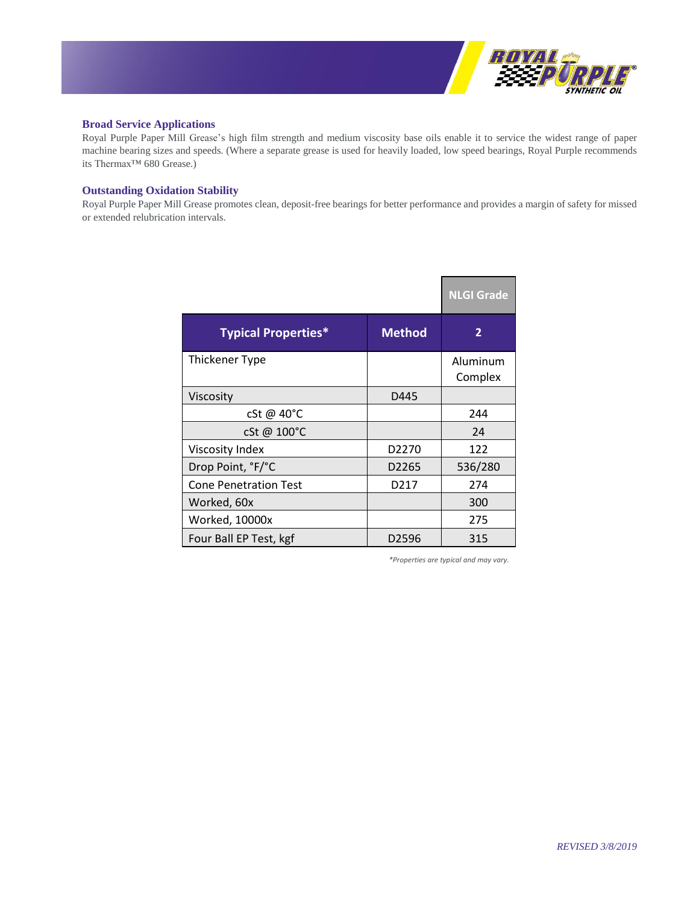### Broad Service Applications

Royal Purple Paper Mill Grease's high film strength and medium viscosity base oils enable it to service the widest range of paper machine bearing sizes and speeds. (Where a separate grease is used for heavily loaded, low speed bearings, Royal Purple recommends its Thermax™ 680 Grease.)

### Outstanding Oxidation Stability

Royal Purple Paper Mill Grease promotes clean, deposit-free bearings for better performance and provides a margin of safety for missed or extended relubrication intervals.

| | | NLGI Grade |
|---|---|---|
| **Typical Properties*** | **Method** | **2** |
| Thickener Type | | Aluminum Complex |
| Viscosity | D445 | |
| cSt @ 40°C | | 244 |
| cSt @ 100°C | | 24 |
| Viscosity Index | D2270 | 122 |
| Drop Point, °F/°C | D2265 | 536/280 |
| Cone Penetration Test | D217 | 274 |
| Worked, 60x | | 300 |
| Worked, 10000x | | 275 |
| Four Ball EP Test, kgf | D2596 | 315 |

*\*Properties are typical and may vary.*

*REVISED 3/8/2019*